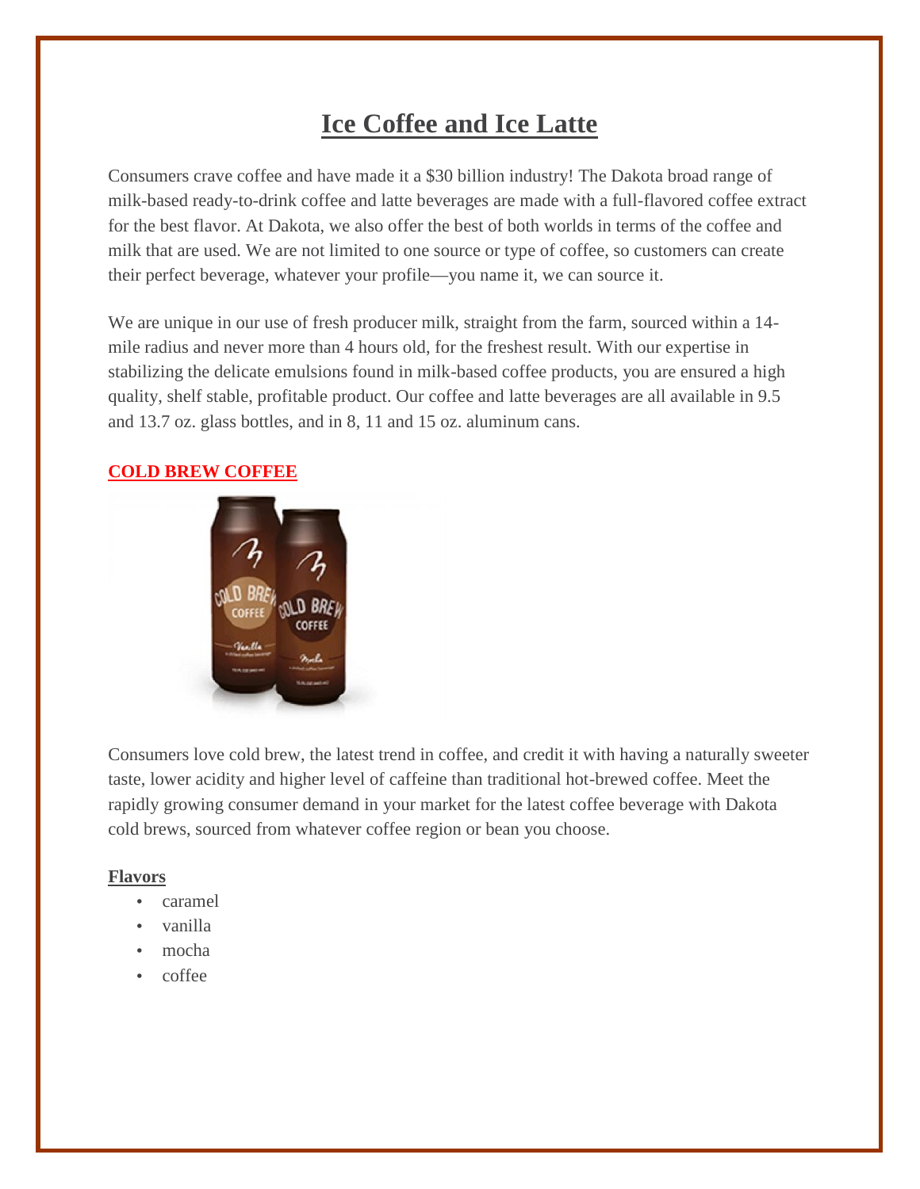# Ice Coffee and Ice Latte

Consumers crave coffee and have made it a $30 billion industry! The Dakota broad range of milk-based ready-to-drink coffee and latte beverages are made with a full-flavored coffee extract for the best flavor. At Dakota, we also offer the best of both worlds in terms of the coffee and milk that are used. We are not limited to one source or type of coffee, so customers can create their perfect beverage, whatever your profile—you name it, we can source it.

We are unique in our use of fresh producer milk, straight from the farm, sourced within a 14-mile radius and never more than 4 hours old, for the freshest result. With our expertise in stabilizing the delicate emulsions found in milk-based coffee products, you are ensured a high quality, shelf stable, profitable product. Our coffee and latte beverages are all available in 9.5 and 13.7 oz. glass bottles, and in 8, 11 and 15 oz. aluminum cans.

## COLD BREW COFFEE

Consumers love cold brew, the latest trend in coffee, and credit it with having a naturally sweeter taste, lower acidity and higher level of caffeine than traditional hot-brewed coffee. Meet the rapidly growing consumer demand in your market for the latest coffee beverage with Dakota cold brews, sourced from whatever coffee region or bean you choose.

### Flavors

- caramel
- vanilla
- mocha
- coffee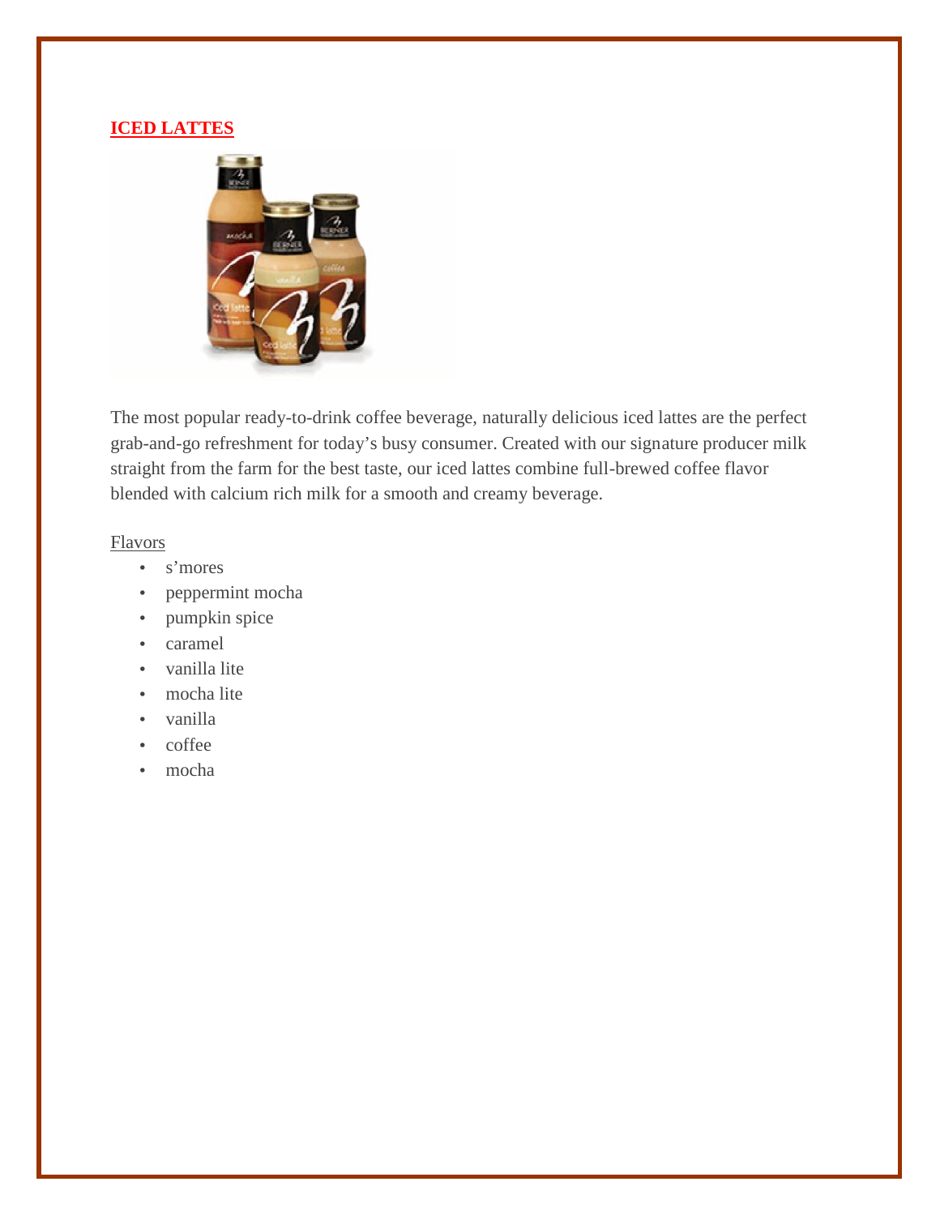## ICED LATTES

The most popular ready-to-drink coffee beverage, naturally delicious iced lattes are the perfect grab-and-go refreshment for today's busy consumer. Created with our signature producer milk straight from the farm for the best taste, our iced lattes combine full-brewed coffee flavor blended with calcium rich milk for a smooth and creamy beverage.

Flavors

- s'mores
- peppermint mocha
- pumpkin spice
- caramel
- vanilla lite
- mocha lite
- vanilla
- coffee
- mocha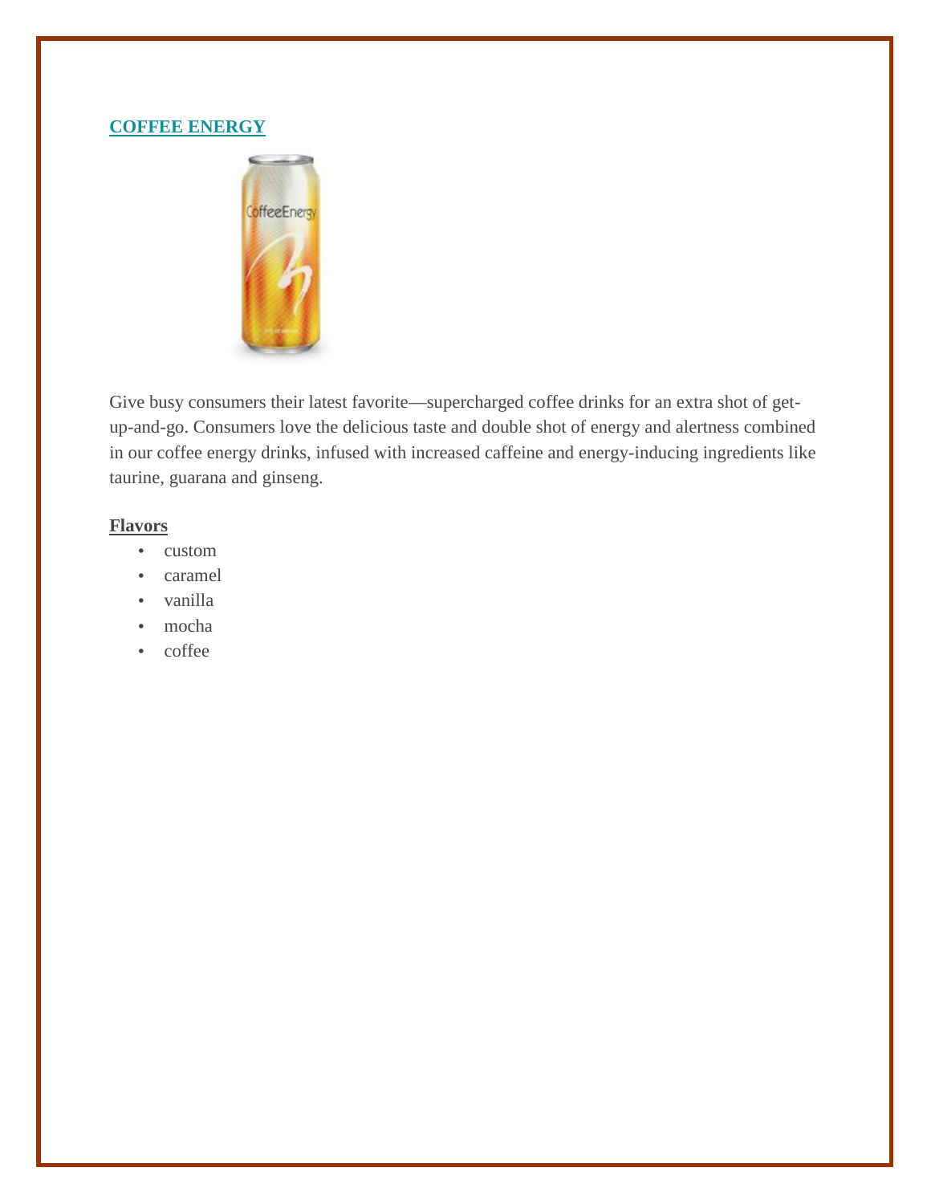## COFFEE ENERGY

Give busy consumers their latest favorite—supercharged coffee drinks for an extra shot of get-up-and-go. Consumers love the delicious taste and double shot of energy and alertness combined in our coffee energy drinks, infused with increased caffeine and energy-inducing ingredients like taurine, guarana and ginseng.

**Flavors**

- custom
- caramel
- vanilla
- mocha
- coffee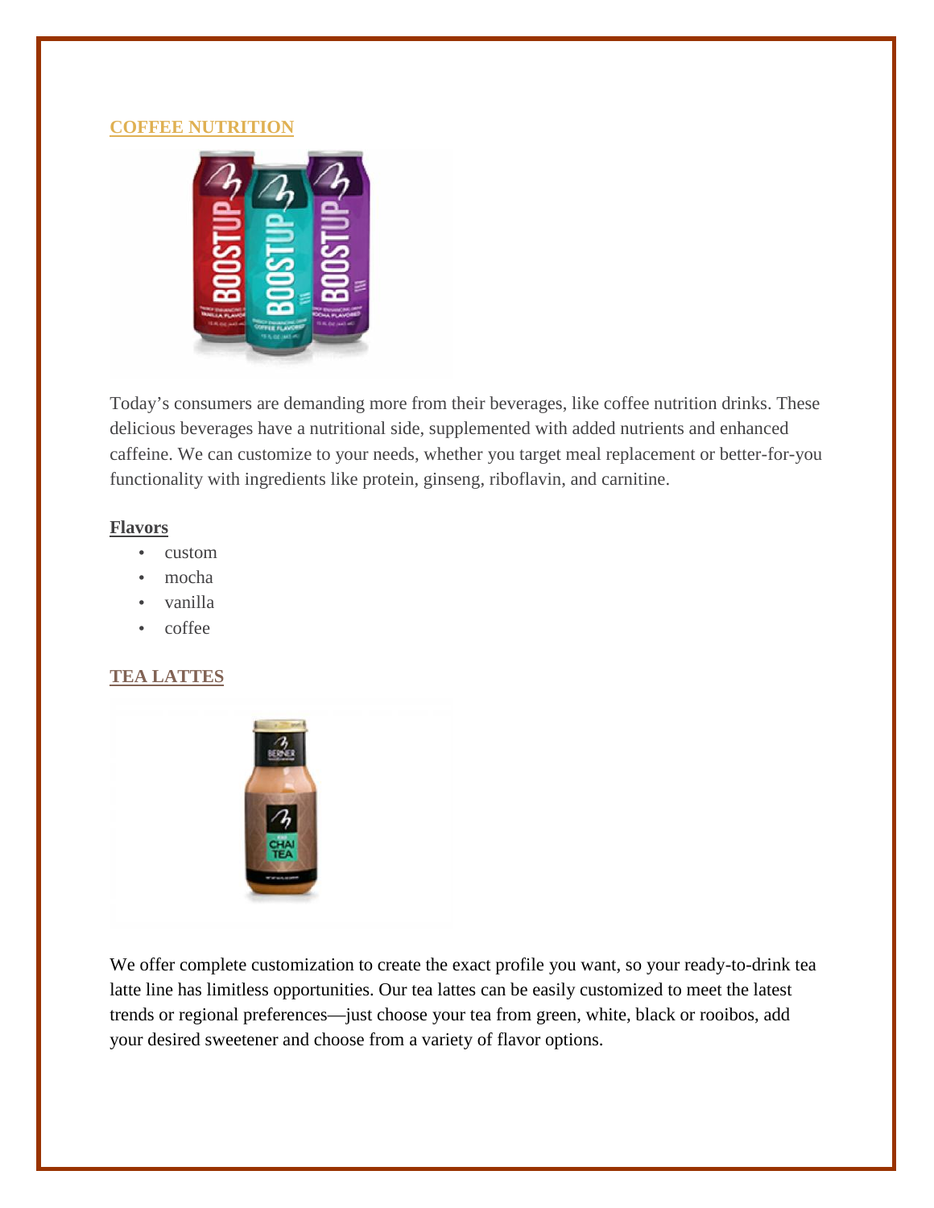## COFFEE NUTRITION

Today's consumers are demanding more from their beverages, like coffee nutrition drinks. These delicious beverages have a nutritional side, supplemented with added nutrients and enhanced caffeine. We can customize to your needs, whether you target meal replacement or better-for-you functionality with ingredients like protein, ginseng, riboflavin, and carnitine.

**Flavors**

- custom
- mocha
- vanilla
- coffee

## TEA LATTES

We offer complete customization to create the exact profile you want, so your ready-to-drink tea latte line has limitless opportunities. Our tea lattes can be easily customized to meet the latest trends or regional preferences—just choose your tea from green, white, black or rooibos, add your desired sweetener and choose from a variety of flavor options.